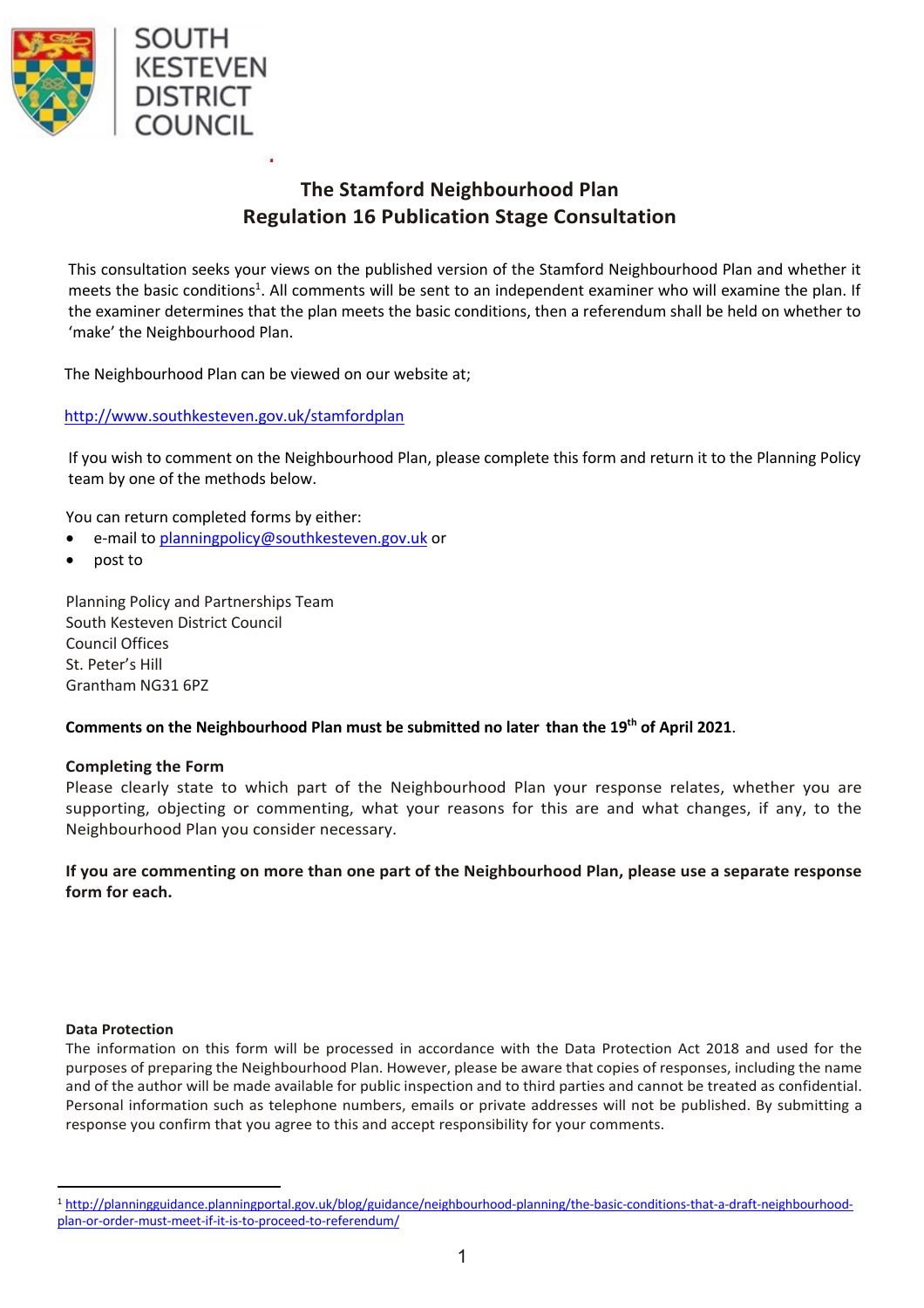SOUTH KESTEVEN DISTRICT COUNCIL

# The Stamford Neighbourhood Plan
# Regulation 16 Publication Stage Consultation

This consultation seeks your views on the published version of the Stamford Neighbourhood Plan and whether it meets the basic conditions[1]. All comments will be sent to an independent examiner who will examine the plan. If the examiner determines that the plan meets the basic conditions, then a referendum shall be held on whether to 'make' the Neighbourhood Plan.

The Neighbourhood Plan can be viewed on our website at;

http://www.southkesteven.gov.uk/stamfordplan

If you wish to comment on the Neighbourhood Plan, please complete this form and return it to the Planning Policy team by one of the methods below.

You can return completed forms by either:

- e-mail to planningpolicy@southkesteven.gov.uk or
- post to

Planning Policy and Partnerships Team
South Kesteven District Council
Council Offices
St. Peter's Hill
Grantham NG31 6PZ

**Comments on the Neighbourhood Plan must be submitted no later than the 19th of April 2021**.

**Completing the Form**

Please clearly state to which part of the Neighbourhood Plan your response relates, whether you are supporting, objecting or commenting, what your reasons for this are and what changes, if any, to the Neighbourhood Plan you consider necessary.

**If you are commenting on more than one part of the Neighbourhood Plan, please use a separate response form for each.**

**Data Protection**

The information on this form will be processed in accordance with the Data Protection Act 2018 and used for the purposes of preparing the Neighbourhood Plan. However, please be aware that copies of responses, including the name and of the author will be made available for public inspection and to third parties and cannot be treated as confidential. Personal information such as telephone numbers, emails or private addresses will not be published. By submitting a response you confirm that you agree to this and accept responsibility for your comments.

[1] http://planningguidance.planningportal.gov.uk/blog/guidance/neighbourhood-planning/the-basic-conditions-that-a-draft-neighbourhood-plan-or-order-must-meet-if-it-is-to-proceed-to-referendum/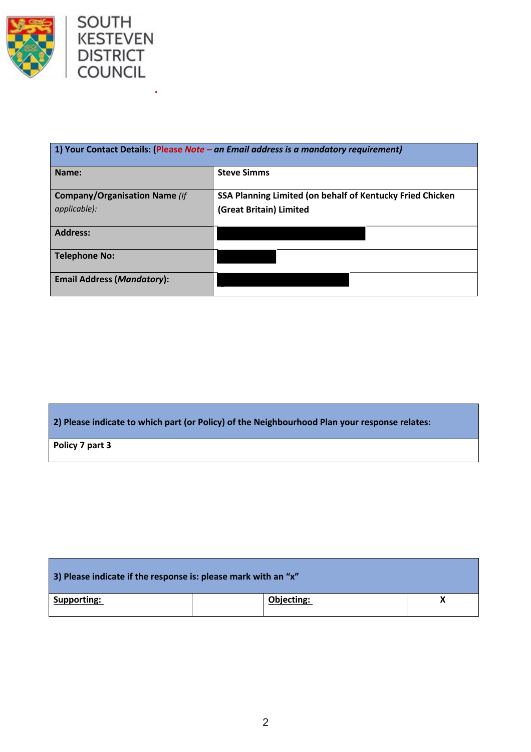SOUTH KESTEVEN DISTRICT COUNCIL

| 1) Your Contact Details: (Please *Note – an Email address is a mandatory requirement)* | |
|---|---|
| **Name:** | **Steve Simms** |
| **Company/Organisation Name** *(If applicable)*: | **SSA Planning Limited (on behalf of Kentucky Fried Chicken (Great Britain) Limited** |
| **Address:** | |
| **Telephone No:** | |
| **Email Address (*Mandatory*):** | |

| 2) Please indicate to which part (or Policy) of the Neighbourhood Plan your response relates: |
|---|
| **Policy 7 part 3** |

| 3) Please indicate if the response is: please mark with an "x" | | | |
|---|---|---|---|
| **Supporting:** | | **Objecting:** | **X** |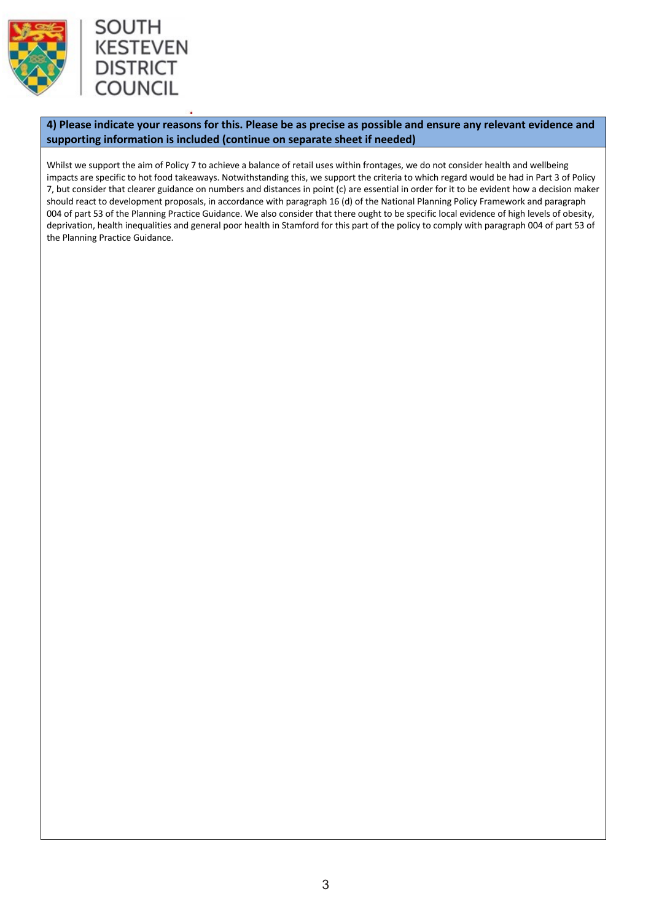**4) Please indicate your reasons for this. Please be as precise as possible and ensure any relevant evidence and supporting information is included (continue on separate sheet if needed)**

Whilst we support the aim of Policy 7 to achieve a balance of retail uses within frontages, we do not consider health and wellbeing impacts are specific to hot food takeaways. Notwithstanding this, we support the criteria to which regard would be had in Part 3 of Policy 7, but consider that clearer guidance on numbers and distances in point (c) are essential in order for it to be evident how a decision maker should react to development proposals, in accordance with paragraph 16 (d) of the National Planning Policy Framework and paragraph 004 of part 53 of the Planning Practice Guidance. We also consider that there ought to be specific local evidence of high levels of obesity, deprivation, health inequalities and general poor health in Stamford for this part of the policy to comply with paragraph 004 of part 53 of the Planning Practice Guidance.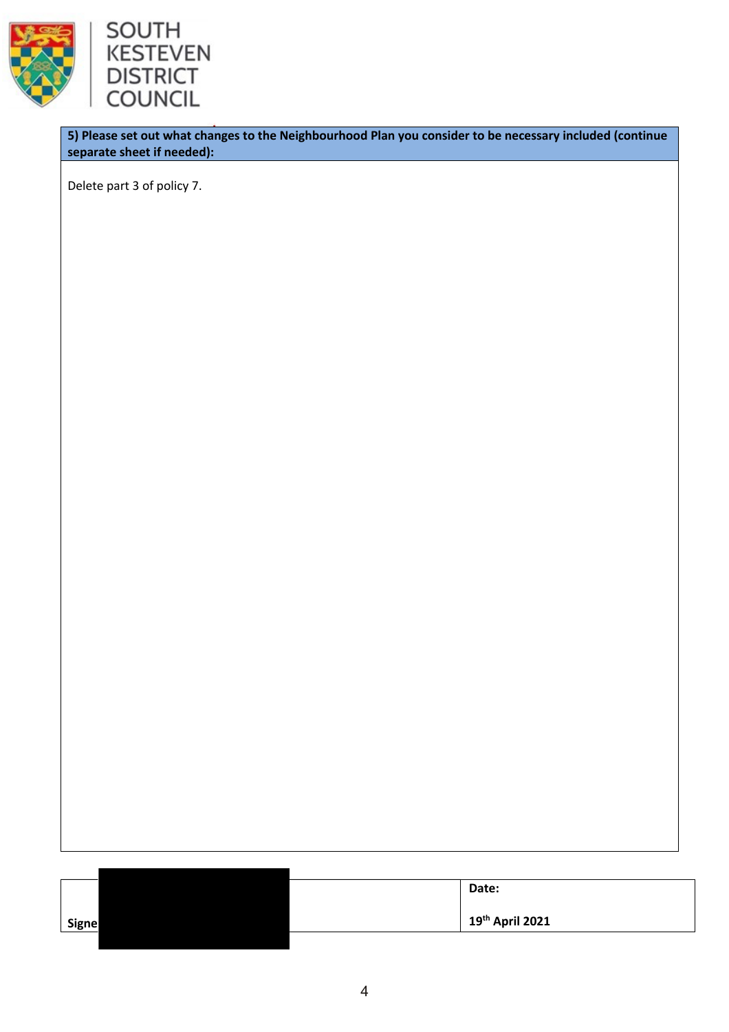SOUTH KESTEVEN DISTRICT COUNCIL

| 5) Please set out what changes to the Neighbourhood Plan you consider to be necessary included (continue separate sheet if needed): |
| --- |
| Delete part 3 of policy 7. |

| | | |
| --- | --- | --- |
| Signe | | Date: 19th April 2021 |